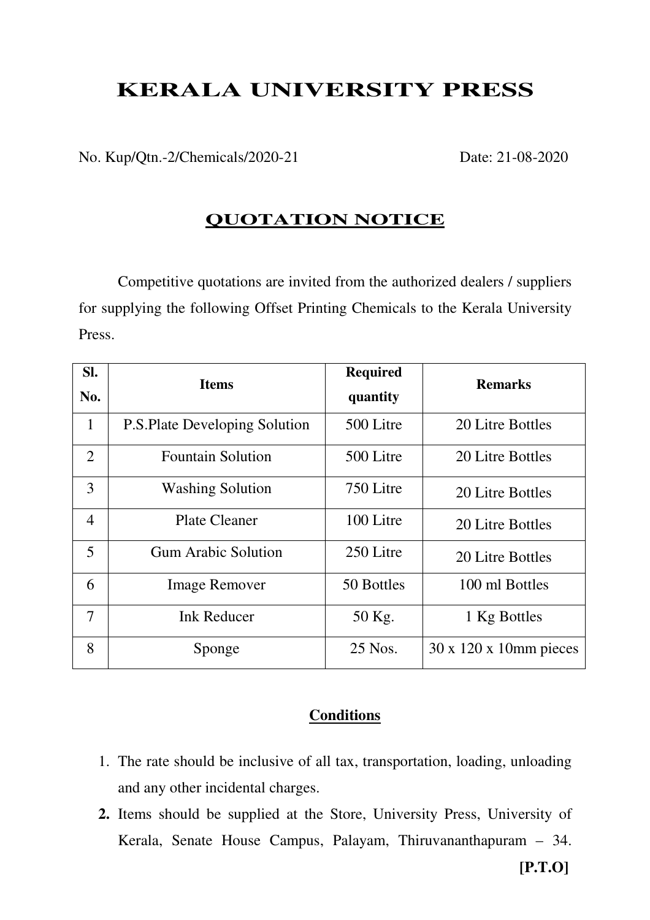# KERALA UNIVERSITY PRESS

No. Kup/Qtn.-2/Chemicals/2020-21 Date: 21-08-2020

## QUOTATION NOTICE

Competitive quotations are invited from the authorized dealers / suppliers for supplying the following Offset Printing Chemicals to the Kerala University Press.

| Sl. No. | Items | Required quantity | Remarks |
|---|---|---|---|
| 1 | P.S.Plate Developing Solution | 500 Litre | 20 Litre Bottles |
| 2 | Fountain Solution | 500 Litre | 20 Litre Bottles |
| 3 | Washing Solution | 750 Litre | 20 Litre Bottles |
| 4 | Plate Cleaner | 100 Litre | 20 Litre Bottles |
| 5 | Gum Arabic Solution | 250 Litre | 20 Litre Bottles |
| 6 | Image Remover | 50 Bottles | 100 ml Bottles |
| 7 | Ink Reducer | 50 Kg. | 1 Kg Bottles |
| 8 | Sponge | 25 Nos. | 30 x 120 x 10mm pieces |

**Conditions**

1. The rate should be inclusive of all tax, transportation, loading, unloading and any other incidental charges.
2. Items should be supplied at the Store, University Press, University of Kerala, Senate House Campus, Palayam, Thiruvananthapuram – 34.

**[P.T.O]**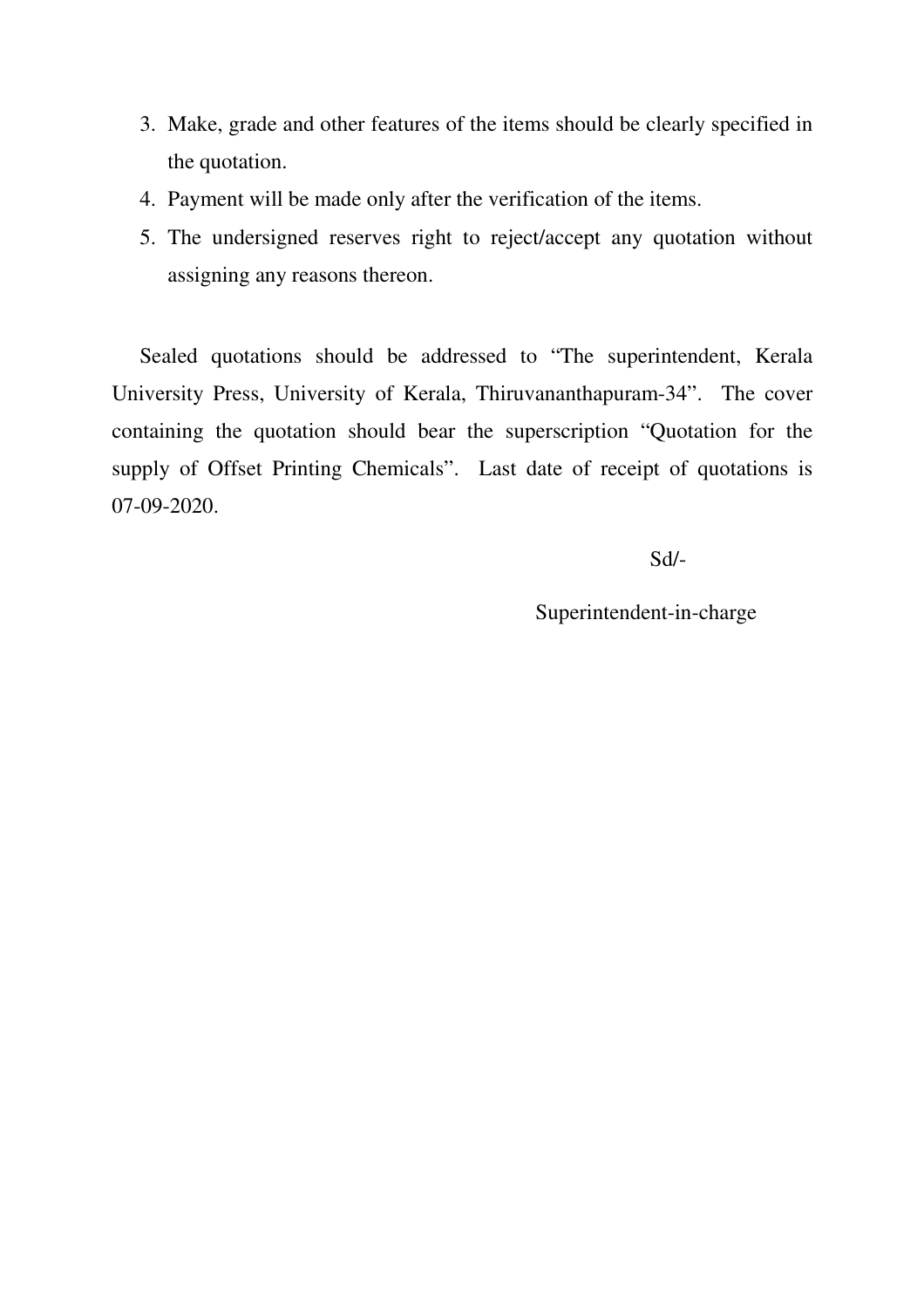3. Make, grade and other features of the items should be clearly specified in the quotation.
4. Payment will be made only after the verification of the items.
5. The undersigned reserves right to reject/accept any quotation without assigning any reasons thereon.

Sealed quotations should be addressed to "The superintendent, Kerala University Press, University of Kerala, Thiruvananthapuram-34". The cover containing the quotation should bear the superscription "Quotation for the supply of Offset Printing Chemicals". Last date of receipt of quotations is 07-09-2020.

Sd/-

Superintendent-in-charge